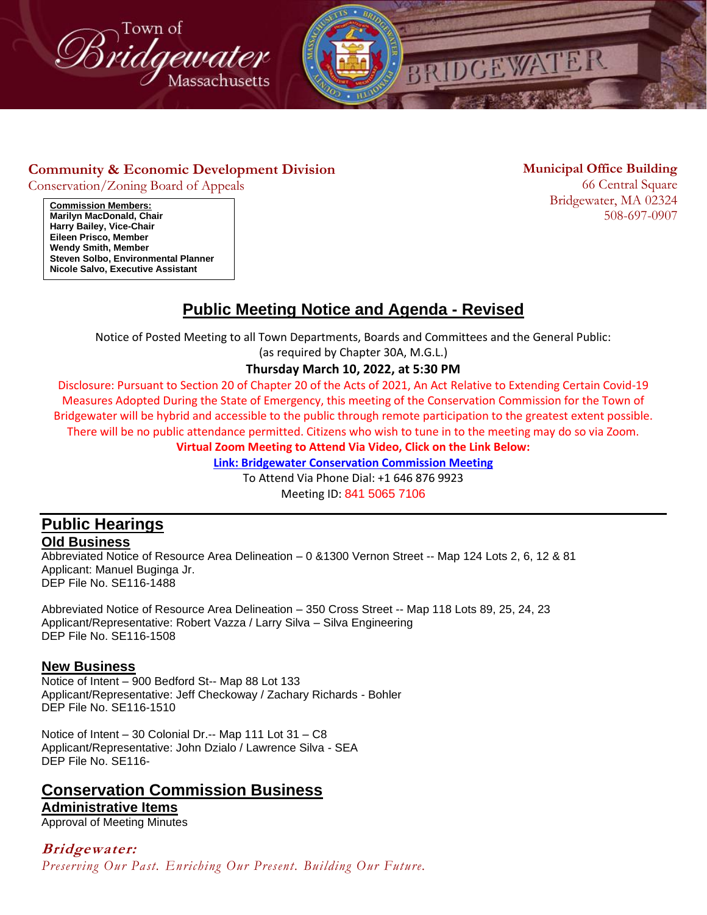Town of Bridgewater Massachusetts

**Community & Economic Development Division**
Conservation/Zoning Board of Appeals

**Commission Members:**
**Marilyn MacDonald, Chair**
**Harry Bailey, Vice-Chair**
**Eileen Prisco, Member**
**Wendy Smith, Member**
**Steven Solbo, Environmental Planner**
**Nicole Salvo, Executive Assistant**

**Municipal Office Building**
66 Central Square
Bridgewater, MA 02324
508-697-0907

# Public Meeting Notice and Agenda - Revised

Notice of Posted Meeting to all Town Departments, Boards and Committees and the General Public:
(as required by Chapter 30A, M.G.L.)

**Thursday March 10, 2022, at 5:30 PM**

Disclosure: Pursuant to Section 20 of Chapter 20 of the Acts of 2021, An Act Relative to Extending Certain Covid-19 Measures Adopted During the State of Emergency, this meeting of the Conservation Commission for the Town of Bridgewater will be hybrid and accessible to the public through remote participation to the greatest extent possible. There will be no public attendance permitted. Citizens who wish to tune in to the meeting may do so via Zoom.

**Virtual Zoom Meeting to Attend Via Video, Click on the Link Below:**

**Link: Bridgewater Conservation Commission Meeting**

To Attend Via Phone Dial: +1 646 876 9923
Meeting ID: 841 5065 7106

## Public Hearings

### Old Business

Abbreviated Notice of Resource Area Delineation – 0 &1300 Vernon Street -- Map 124 Lots 2, 6, 12 & 81
Applicant: Manuel Buginga Jr.
DEP File No. SE116-1488

Abbreviated Notice of Resource Area Delineation – 350 Cross Street -- Map 118 Lots 89, 25, 24, 23
Applicant/Representative: Robert Vazza / Larry Silva – Silva Engineering
DEP File No. SE116-1508

### New Business

Notice of Intent – 900 Bedford St-- Map 88 Lot 133
Applicant/Representative: Jeff Checkoway / Zachary Richards - Bohler
DEP File No. SE116-1510

Notice of Intent – 30 Colonial Dr.-- Map 111 Lot 31 – C8
Applicant/Representative: John Dzialo / Lawrence Silva - SEA
DEP File No. SE116-

## Conservation Commission Business

### Administrative Items

Approval of Meeting Minutes

***Bridgewater:***
*Preserving Our Past. Enriching Our Present. Building Our Future.*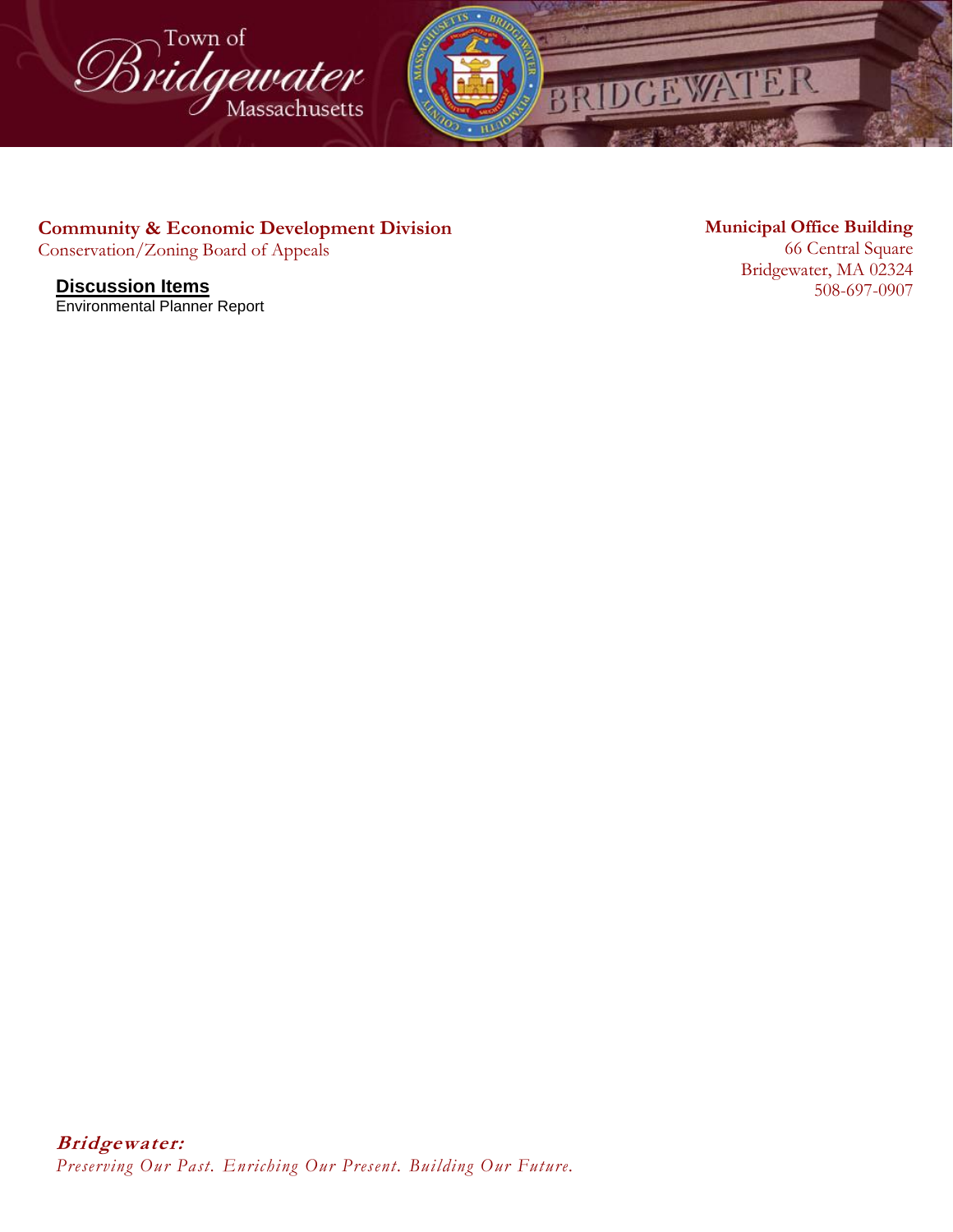**Community & Economic Development Division**
Conservation/Zoning Board of Appeals

**Municipal Office Building**
66 Central Square
Bridgewater, MA 02324
508-697-0907

## Discussion Items

Environmental Planner Report

***Bridgewater:***
*Preserving Our Past. Enriching Our Present. Building Our Future.*